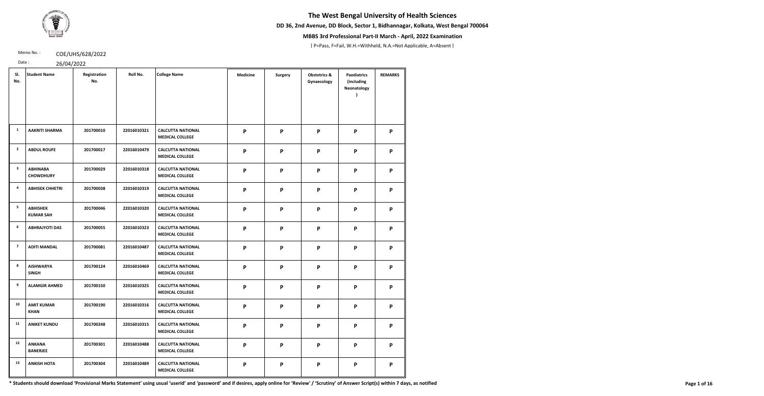# The West Bengal University of Health Sciences

**DD 36, 2nd Avenue, DD Block, Sector 1, Bidhannagar, Kolkata, West Bengal 700064**

**MBBS 3rd Professional Part-II March - April, 2022 Examination**

[ P=Pass, F=Fail, W.H.=Withheld, N.A.=Not Applicable, A=Absent ]

Memo No. : COE/UHS/628/2022

Date : 26/04/2022

| Sl. No. | Student Name | Registration No. | Roll No. | College Name | Medicine | Surgery | Obstetrics & Gynaecology | Paediatrics (including Neonatology ) | REMARKS |
|---|---|---|---|---|---|---|---|---|---|
| 1 | AAKRITI SHARMA | 201700010 | 22016010321 | CALCUTTA NATIONAL MEDICAL COLLEGE | P | P | P | P | P |
| 2 | ABDUL ROUFE | 201700017 | 22016010479 | CALCUTTA NATIONAL MEDICAL COLLEGE | P | P | P | P | P |
| 3 | ABHINABA CHOWDHURY | 201700029 | 22016010318 | CALCUTTA NATIONAL MEDICAL COLLEGE | P | P | P | P | P |
| 4 | ABHISEK CHHETRI | 201700038 | 22016010319 | CALCUTTA NATIONAL MEDICAL COLLEGE | P | P | P | P | P |
| 5 | ABHISHEK KUMAR SAH | 201700046 | 22016010320 | CALCUTTA NATIONAL MEDICAL COLLEGE | P | P | P | P | P |
| 6 | ABHRAJYOTI DAS | 201700055 | 22016010323 | CALCUTTA NATIONAL MEDICAL COLLEGE | P | P | P | P | P |
| 7 | ADITI MANDAL | 201700081 | 22016010487 | CALCUTTA NATIONAL MEDICAL COLLEGE | P | P | P | P | P |
| 8 | AISHWARYA SINGH | 201700124 | 22016010469 | CALCUTTA NATIONAL MEDICAL COLLEGE | P | P | P | P | P |
| 9 | ALAMGIR AHMED | 201700150 | 22016010325 | CALCUTTA NATIONAL MEDICAL COLLEGE | P | P | P | P | P |
| 10 | AMIT KUMAR KHAN | 201700190 | 22016010316 | CALCUTTA NATIONAL MEDICAL COLLEGE | P | P | P | P | P |
| 11 | ANIKET KUNDU | 201700248 | 22016010315 | CALCUTTA NATIONAL MEDICAL COLLEGE | P | P | P | P | P |
| 12 | ANKANA BANERJEE | 201700301 | 22016010488 | CALCUTTA NATIONAL MEDICAL COLLEGE | P | P | P | P | P |
| 13 | ANKISH HOTA | 201700304 | 22016010489 | CALCUTTA NATIONAL MEDICAL COLLEGE | P | P | P | P | P |

**\* Students should download 'Provisional Marks Statement' using usual 'userid' and 'password' and if desires, apply online for 'Review' / 'Scrutiny' of Answer Script(s) within 7 days, as notified**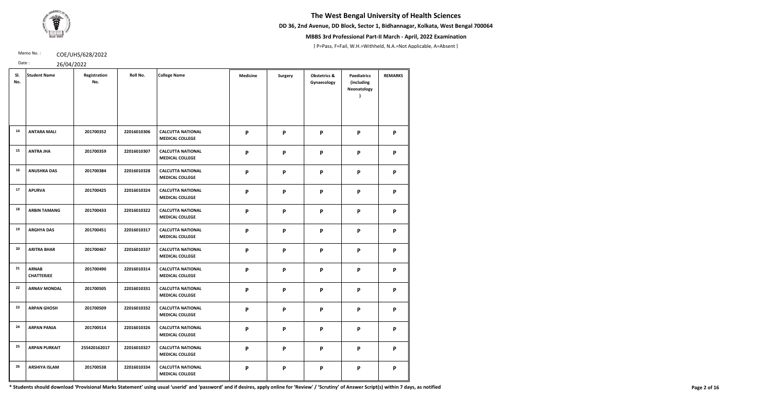# The West Bengal University of Health Sciences

**DD 36, 2nd Avenue, DD Block, Sector 1, Bidhannagar, Kolkata, West Bengal 700064**

**MBBS 3rd Professional Part-II March - April, 2022 Examination**

[ P=Pass, F=Fail, W.H.=Withheld, N.A.=Not Applicable, A=Absent ]

Memo No. : COE/UHS/628/2022

Date : 26/04/2022

| Sl. No. | Student Name | Registration No. | Roll No. | College Name | Medicine | Surgery | Obstetrics & Gynaecology | Paediatrics (including Neonatology ) | REMARKS |
|---|---|---|---|---|---|---|---|---|---|
| 14 | ANTARA MALI | 201700352 | 22016010306 | CALCUTTA NATIONAL MEDICAL COLLEGE | P | P | P | P | P |
| 15 | ANTRA JHA | 201700359 | 22016010307 | CALCUTTA NATIONAL MEDICAL COLLEGE | P | P | P | P | P |
| 16 | ANUSHKA DAS | 201700384 | 22016010328 | CALCUTTA NATIONAL MEDICAL COLLEGE | P | P | P | P | P |
| 17 | APURVA | 201700425 | 22016010324 | CALCUTTA NATIONAL MEDICAL COLLEGE | P | P | P | P | P |
| 18 | ARBIN TAMANG | 201700433 | 22016010322 | CALCUTTA NATIONAL MEDICAL COLLEGE | P | P | P | P | P |
| 19 | ARGHYA DAS | 201700451 | 22016010317 | CALCUTTA NATIONAL MEDICAL COLLEGE | P | P | P | P | P |
| 20 | ARITRA BHAR | 201700467 | 22016010337 | CALCUTTA NATIONAL MEDICAL COLLEGE | P | P | P | P | P |
| 21 | ARNAB CHATTERJEE | 201700490 | 22016010314 | CALCUTTA NATIONAL MEDICAL COLLEGE | P | P | P | P | P |
| 22 | ARNAV MONDAL | 201700505 | 22016010331 | CALCUTTA NATIONAL MEDICAL COLLEGE | P | P | P | P | P |
| 23 | ARPAN GHOSH | 201700509 | 22016010332 | CALCUTTA NATIONAL MEDICAL COLLEGE | P | P | P | P | P |
| 24 | ARPAN PANJA | 201700514 | 22016010326 | CALCUTTA NATIONAL MEDICAL COLLEGE | P | P | P | P | P |
| 25 | ARPAN PURKAIT | 255420162017 | 22016010327 | CALCUTTA NATIONAL MEDICAL COLLEGE | P | P | P | P | P |
| 26 | ARSHIYA ISLAM | 201700538 | 22016010334 | CALCUTTA NATIONAL MEDICAL COLLEGE | P | P | P | P | P |

**\* Students should download 'Provisional Marks Statement' using usual 'userid' and 'password' and if desires, apply online for 'Review' / 'Scrutiny' of Answer Script(s) within 7 days, as notified**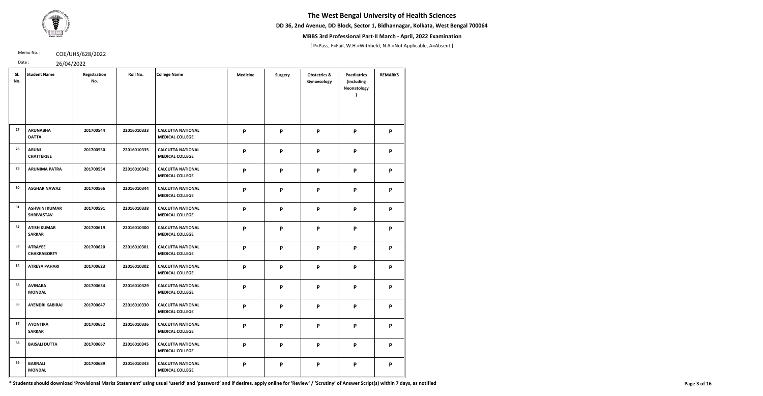# The West Bengal University of Health Sciences

**DD 36, 2nd Avenue, DD Block, Sector 1, Bidhannagar, Kolkata, West Bengal 700064**

**MBBS 3rd Professional Part-II March - April, 2022 Examination**

[ P=Pass, F=Fail, W.H.=Withheld, N.A.=Not Applicable, A=Absent ]

Memo No. : COE/UHS/628/2022

Date : 26/04/2022

| Sl. No. | Student Name | Registration No. | Roll No. | College Name | Medicine | Surgery | Obstetrics & Gynaecology | Paediatrics (including Neonatology ) | REMARKS |
|---|---|---|---|---|---|---|---|---|---|
| 27 | ARUNABHA DATTA | 201700544 | 22016010333 | CALCUTTA NATIONAL MEDICAL COLLEGE | P | P | P | P | P |
| 28 | ARUNI CHATTERJEE | 201700550 | 22016010335 | CALCUTTA NATIONAL MEDICAL COLLEGE | P | P | P | P | P |
| 29 | ARUNIMA PATRA | 201700554 | 22016010342 | CALCUTTA NATIONAL MEDICAL COLLEGE | P | P | P | P | P |
| 30 | ASGHAR NAWAZ | 201700566 | 22016010344 | CALCUTTA NATIONAL MEDICAL COLLEGE | P | P | P | P | P |
| 31 | ASHWINI KUMAR SHRIVASTAV | 201700591 | 22016010338 | CALCUTTA NATIONAL MEDICAL COLLEGE | P | P | P | P | P |
| 32 | ATISH KUMAR SARKAR | 201700619 | 22016010300 | CALCUTTA NATIONAL MEDICAL COLLEGE | P | P | P | P | P |
| 33 | ATRAYEE CHAKRABORTY | 201700620 | 22016010301 | CALCUTTA NATIONAL MEDICAL COLLEGE | P | P | P | P | P |
| 34 | ATREYA PAHARI | 201700623 | 22016010302 | CALCUTTA NATIONAL MEDICAL COLLEGE | P | P | P | P | P |
| 35 | AVINABA MONDAL | 201700634 | 22016010329 | CALCUTTA NATIONAL MEDICAL COLLEGE | P | P | P | P | P |
| 36 | AYENDRI KABIRAJ | 201700647 | 22016010330 | CALCUTTA NATIONAL MEDICAL COLLEGE | P | P | P | P | P |
| 37 | AYONTIKA SARKAR | 201700652 | 22016010336 | CALCUTTA NATIONAL MEDICAL COLLEGE | P | P | P | P | P |
| 38 | BAISALI DUTTA | 201700667 | 22016010345 | CALCUTTA NATIONAL MEDICAL COLLEGE | P | P | P | P | P |
| 39 | BARNALI MONDAL | 201700689 | 22016010343 | CALCUTTA NATIONAL MEDICAL COLLEGE | P | P | P | P | P |

**\* Students should download 'Provisional Marks Statement' using usual 'userid' and 'password' and if desires, apply online for 'Review' / 'Scrutiny' of Answer Script(s) within 7 days, as notified**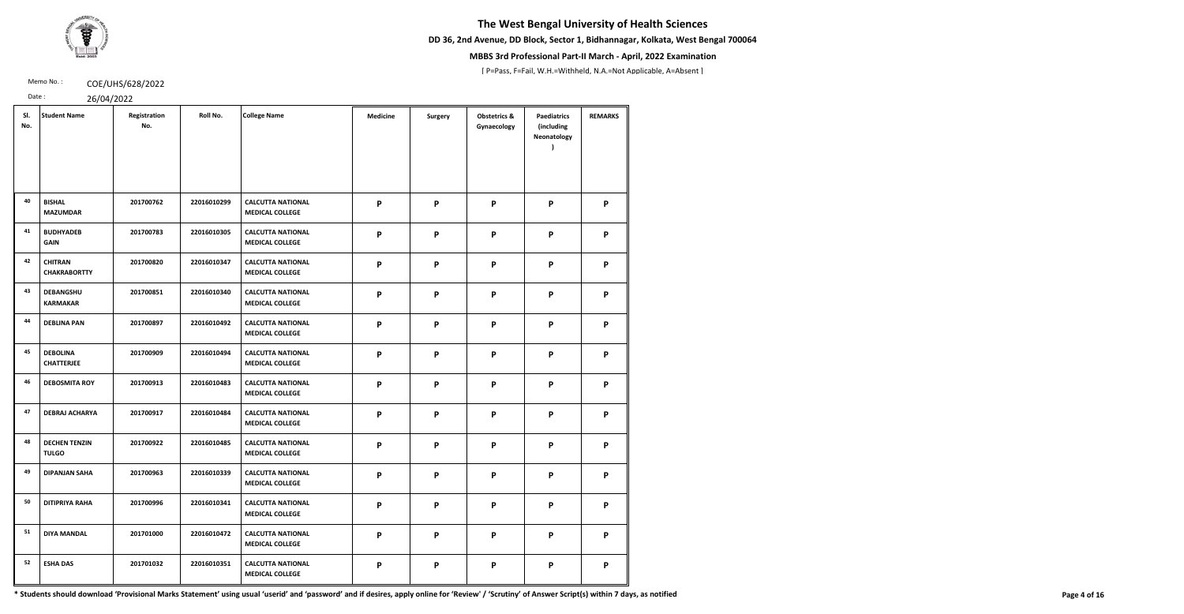# The West Bengal University of Health Sciences

**DD 36, 2nd Avenue, DD Block, Sector 1, Bidhannagar, Kolkata, West Bengal 700064**

**MBBS 3rd Professional Part-II March - April, 2022 Examination**

[ P=Pass, F=Fail, W.H.=Withheld, N.A.=Not Applicable, A=Absent ]

Memo No. : COE/UHS/628/2022

Date : 26/04/2022

| Sl. No. | Student Name | Registration No. | Roll No. | College Name | Medicine | Surgery | Obstetrics & Gynaecology | Paediatrics (including Neonatology ) | REMARKS |
|---|---|---|---|---|---|---|---|---|---|
| 40 | BISHAL MAZUMDAR | 201700762 | 22016010299 | CALCUTTA NATIONAL MEDICAL COLLEGE | P | P | P | P | P |
| 41 | BUDHYADEB GAIN | 201700783 | 22016010305 | CALCUTTA NATIONAL MEDICAL COLLEGE | P | P | P | P | P |
| 42 | CHITRAN CHAKRABORTTY | 201700820 | 22016010347 | CALCUTTA NATIONAL MEDICAL COLLEGE | P | P | P | P | P |
| 43 | DEBANGSHU KARMAKAR | 201700851 | 22016010340 | CALCUTTA NATIONAL MEDICAL COLLEGE | P | P | P | P | P |
| 44 | DEBLINA PAN | 201700897 | 22016010492 | CALCUTTA NATIONAL MEDICAL COLLEGE | P | P | P | P | P |
| 45 | DEBOLINA CHATTERJEE | 201700909 | 22016010494 | CALCUTTA NATIONAL MEDICAL COLLEGE | P | P | P | P | P |
| 46 | DEBOSMITA ROY | 201700913 | 22016010483 | CALCUTTA NATIONAL MEDICAL COLLEGE | P | P | P | P | P |
| 47 | DEBRAJ ACHARYA | 201700917 | 22016010484 | CALCUTTA NATIONAL MEDICAL COLLEGE | P | P | P | P | P |
| 48 | DECHEN TENZIN TULGO | 201700922 | 22016010485 | CALCUTTA NATIONAL MEDICAL COLLEGE | P | P | P | P | P |
| 49 | DIPANJAN SAHA | 201700963 | 22016010339 | CALCUTTA NATIONAL MEDICAL COLLEGE | P | P | P | P | P |
| 50 | DITIPRIYA RAHA | 201700996 | 22016010341 | CALCUTTA NATIONAL MEDICAL COLLEGE | P | P | P | P | P |
| 51 | DIYA MANDAL | 201701000 | 22016010472 | CALCUTTA NATIONAL MEDICAL COLLEGE | P | P | P | P | P |
| 52 | ESHA DAS | 201701032 | 22016010351 | CALCUTTA NATIONAL MEDICAL COLLEGE | P | P | P | P | P |

**\* Students should download 'Provisional Marks Statement' using usual 'userid' and 'password' and if desires, apply online for 'Review' / 'Scrutiny' of Answer Script(s) within 7 days, as notified**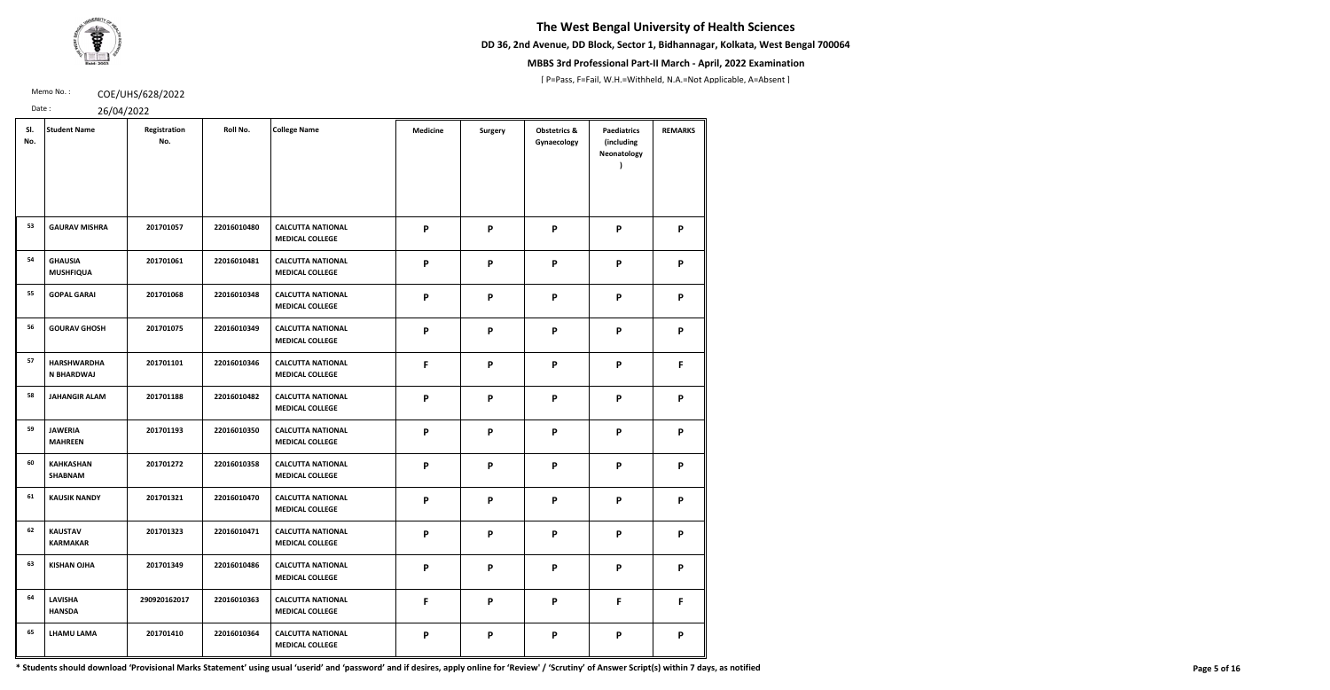# The West Bengal University of Health Sciences

**DD 36, 2nd Avenue, DD Block, Sector 1, Bidhannagar, Kolkata, West Bengal 700064**

**MBBS 3rd Professional Part-II March - April, 2022 Examination**

[ P=Pass, F=Fail, W.H.=Withheld, N.A.=Not Applicable, A=Absent ]

Memo No. : COE/UHS/628/2022

Date : 26/04/2022

| Sl. No. | Student Name | Registration No. | Roll No. | College Name | Medicine | Surgery | Obstetrics & Gynaecology | Paediatrics (including Neonatology ) | REMARKS |
|---|---|---|---|---|---|---|---|---|---|
| 53 | GAURAV MISHRA | 201701057 | 22016010480 | CALCUTTA NATIONAL MEDICAL COLLEGE | P | P | P | P | P |
| 54 | GHAUSIA MUSHFIQUA | 201701061 | 22016010481 | CALCUTTA NATIONAL MEDICAL COLLEGE | P | P | P | P | P |
| 55 | GOPAL GARAI | 201701068 | 22016010348 | CALCUTTA NATIONAL MEDICAL COLLEGE | P | P | P | P | P |
| 56 | GOURAV GHOSH | 201701075 | 22016010349 | CALCUTTA NATIONAL MEDICAL COLLEGE | P | P | P | P | P |
| 57 | HARSHWARDHA N BHARDWAJ | 201701101 | 22016010346 | CALCUTTA NATIONAL MEDICAL COLLEGE | F | P | P | P | F |
| 58 | JAHANGIR ALAM | 201701188 | 22016010482 | CALCUTTA NATIONAL MEDICAL COLLEGE | P | P | P | P | P |
| 59 | JAWERIA MAHREEN | 201701193 | 22016010350 | CALCUTTA NATIONAL MEDICAL COLLEGE | P | P | P | P | P |
| 60 | KAHKASHAN SHABNAM | 201701272 | 22016010358 | CALCUTTA NATIONAL MEDICAL COLLEGE | P | P | P | P | P |
| 61 | KAUSIK NANDY | 201701321 | 22016010470 | CALCUTTA NATIONAL MEDICAL COLLEGE | P | P | P | P | P |
| 62 | KAUSTAV KARMAKAR | 201701323 | 22016010471 | CALCUTTA NATIONAL MEDICAL COLLEGE | P | P | P | P | P |
| 63 | KISHAN OJHA | 201701349 | 22016010486 | CALCUTTA NATIONAL MEDICAL COLLEGE | P | P | P | P | P |
| 64 | LAVISHA HANSDA | 290920162017 | 22016010363 | CALCUTTA NATIONAL MEDICAL COLLEGE | F | P | P | F | F |
| 65 | LHAMU LAMA | 201701410 | 22016010364 | CALCUTTA NATIONAL MEDICAL COLLEGE | P | P | P | P | P |

**\* Students should download 'Provisional Marks Statement' using usual 'userid' and 'password' and if desires, apply online for 'Review' / 'Scrutiny' of Answer Script(s) within 7 days, as notified**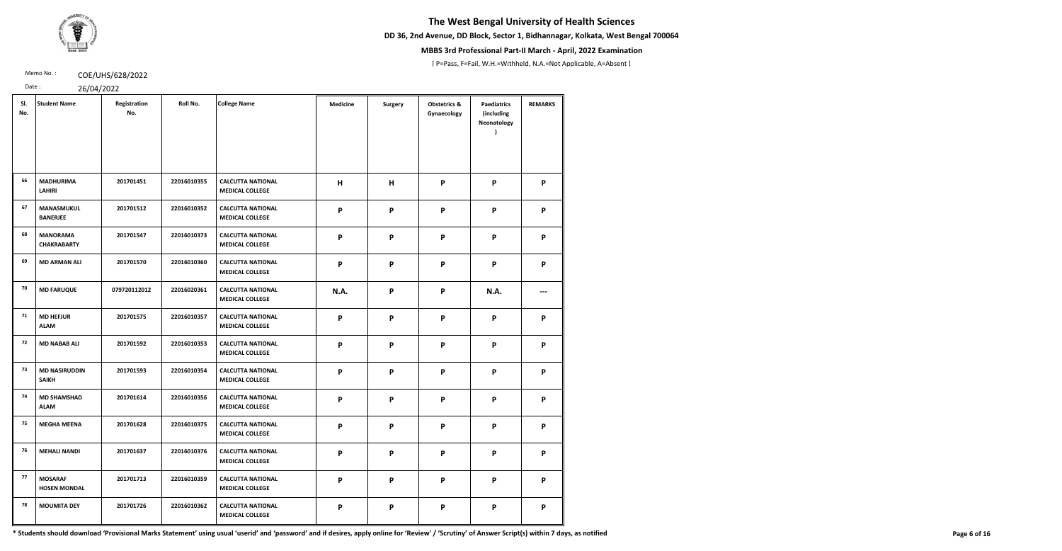# The West Bengal University of Health Sciences

**DD 36, 2nd Avenue, DD Block, Sector 1, Bidhannagar, Kolkata, West Bengal 700064**

**MBBS 3rd Professional Part-II March - April, 2022 Examination**

[ P=Pass, F=Fail, W.H.=Withheld, N.A.=Not Applicable, A=Absent ]

Memo No. : COE/UHS/628/2022

Date : 26/04/2022

| Sl. No. | Student Name | Registration No. | Roll No. | College Name | Medicine | Surgery | Obstetrics & Gynaecology | Paediatrics (including Neonatology ) | REMARKS |
|---|---|---|---|---|---|---|---|---|---|
| 66 | MADHURIMA LAHIRI | 201701451 | 22016010355 | CALCUTTA NATIONAL MEDICAL COLLEGE | H | H | P | P | P |
| 67 | MANASMUKUL BANERJEE | 201701512 | 22016010352 | CALCUTTA NATIONAL MEDICAL COLLEGE | P | P | P | P | P |
| 68 | MANORAMA CHAKRABARTY | 201701547 | 22016010373 | CALCUTTA NATIONAL MEDICAL COLLEGE | P | P | P | P | P |
| 69 | MD ARMAN ALI | 201701570 | 22016010360 | CALCUTTA NATIONAL MEDICAL COLLEGE | P | P | P | P | P |
| 70 | MD FARUQUE | 079720112012 | 22016020361 | CALCUTTA NATIONAL MEDICAL COLLEGE | N.A. | P | P | N.A. | --- |
| 71 | MD HEFJUR ALAM | 201701575 | 22016010357 | CALCUTTA NATIONAL MEDICAL COLLEGE | P | P | P | P | P |
| 72 | MD NABAB ALI | 201701592 | 22016010353 | CALCUTTA NATIONAL MEDICAL COLLEGE | P | P | P | P | P |
| 73 | MD NASIRUDDIN SAIKH | 201701593 | 22016010354 | CALCUTTA NATIONAL MEDICAL COLLEGE | P | P | P | P | P |
| 74 | MD SHAMSHAD ALAM | 201701614 | 22016010356 | CALCUTTA NATIONAL MEDICAL COLLEGE | P | P | P | P | P |
| 75 | MEGHA MEENA | 201701628 | 22016010375 | CALCUTTA NATIONAL MEDICAL COLLEGE | P | P | P | P | P |
| 76 | MEHALI NANDI | 201701637 | 22016010376 | CALCUTTA NATIONAL MEDICAL COLLEGE | P | P | P | P | P |
| 77 | MOSARAF HOSEN MONDAL | 201701713 | 22016010359 | CALCUTTA NATIONAL MEDICAL COLLEGE | P | P | P | P | P |
| 78 | MOUMITA DEY | 201701726 | 22016010362 | CALCUTTA NATIONAL MEDICAL COLLEGE | P | P | P | P | P |

**\* Students should download 'Provisional Marks Statement' using usual 'userid' and 'password' and if desires, apply online for 'Review' / 'Scrutiny' of Answer Script(s) within 7 days, as notified**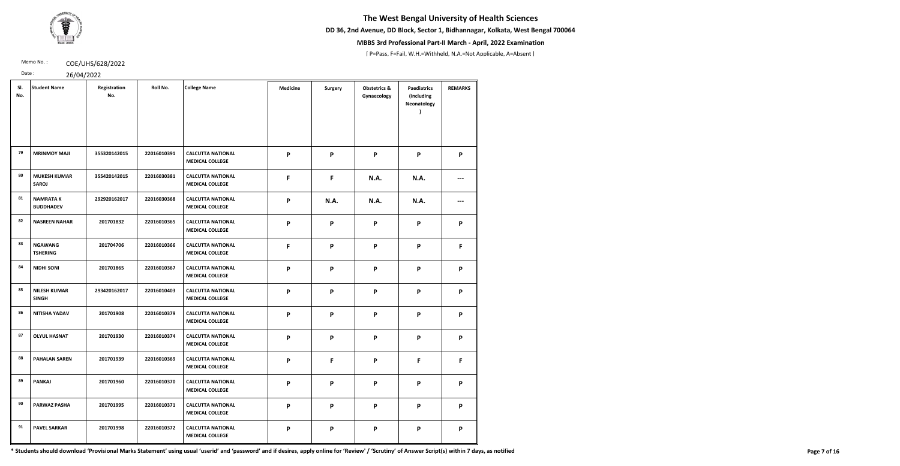# The West Bengal University of Health Sciences

**DD 36, 2nd Avenue, DD Block, Sector 1, Bidhannagar, Kolkata, West Bengal 700064**

**MBBS 3rd Professional Part-II March - April, 2022 Examination**

[ P=Pass, F=Fail, W.H.=Withheld, N.A.=Not Applicable, A=Absent ]

Memo No. : COE/UHS/628/2022

Date : 26/04/2022

| Sl. No. | Student Name | Registration No. | Roll No. | College Name | Medicine | Surgery | Obstetrics & Gynaecology | Paediatrics (including Neonatology ) | REMARKS |
|---|---|---|---|---|---|---|---|---|---|
| 79 | MRINMOY MAJI | 355320142015 | 22016010391 | CALCUTTA NATIONAL MEDICAL COLLEGE | P | P | P | P | P |
| 80 | MUKESH KUMAR SAROJ | 355420142015 | 22016030381 | CALCUTTA NATIONAL MEDICAL COLLEGE | F | F | N.A. | N.A. | --- |
| 81 | NAMRATA K BUDDHADEV | 292920162017 | 22016030368 | CALCUTTA NATIONAL MEDICAL COLLEGE | P | N.A. | N.A. | N.A. | --- |
| 82 | NASREEN NAHAR | 201701832 | 22016010365 | CALCUTTA NATIONAL MEDICAL COLLEGE | P | P | P | P | P |
| 83 | NGAWANG TSHERING | 201704706 | 22016010366 | CALCUTTA NATIONAL MEDICAL COLLEGE | F | P | P | P | F |
| 84 | NIDHI SONI | 201701865 | 22016010367 | CALCUTTA NATIONAL MEDICAL COLLEGE | P | P | P | P | P |
| 85 | NILESH KUMAR SINGH | 293420162017 | 22016010403 | CALCUTTA NATIONAL MEDICAL COLLEGE | P | P | P | P | P |
| 86 | NITISHA YADAV | 201701908 | 22016010379 | CALCUTTA NATIONAL MEDICAL COLLEGE | P | P | P | P | P |
| 87 | OLYUL HASNAT | 201701930 | 22016010374 | CALCUTTA NATIONAL MEDICAL COLLEGE | P | P | P | P | P |
| 88 | PAHALAN SAREN | 201701939 | 22016010369 | CALCUTTA NATIONAL MEDICAL COLLEGE | P | F | P | F | F |
| 89 | PANKAJ | 201701960 | 22016010370 | CALCUTTA NATIONAL MEDICAL COLLEGE | P | P | P | P | P |
| 90 | PARWAZ PASHA | 201701995 | 22016010371 | CALCUTTA NATIONAL MEDICAL COLLEGE | P | P | P | P | P |
| 91 | PAVEL SARKAR | 201701998 | 22016010372 | CALCUTTA NATIONAL MEDICAL COLLEGE | P | P | P | P | P |

**\* Students should download 'Provisional Marks Statement' using usual 'userid' and 'password' and if desires, apply online for 'Review' / 'Scrutiny' of Answer Script(s) within 7 days, as notified**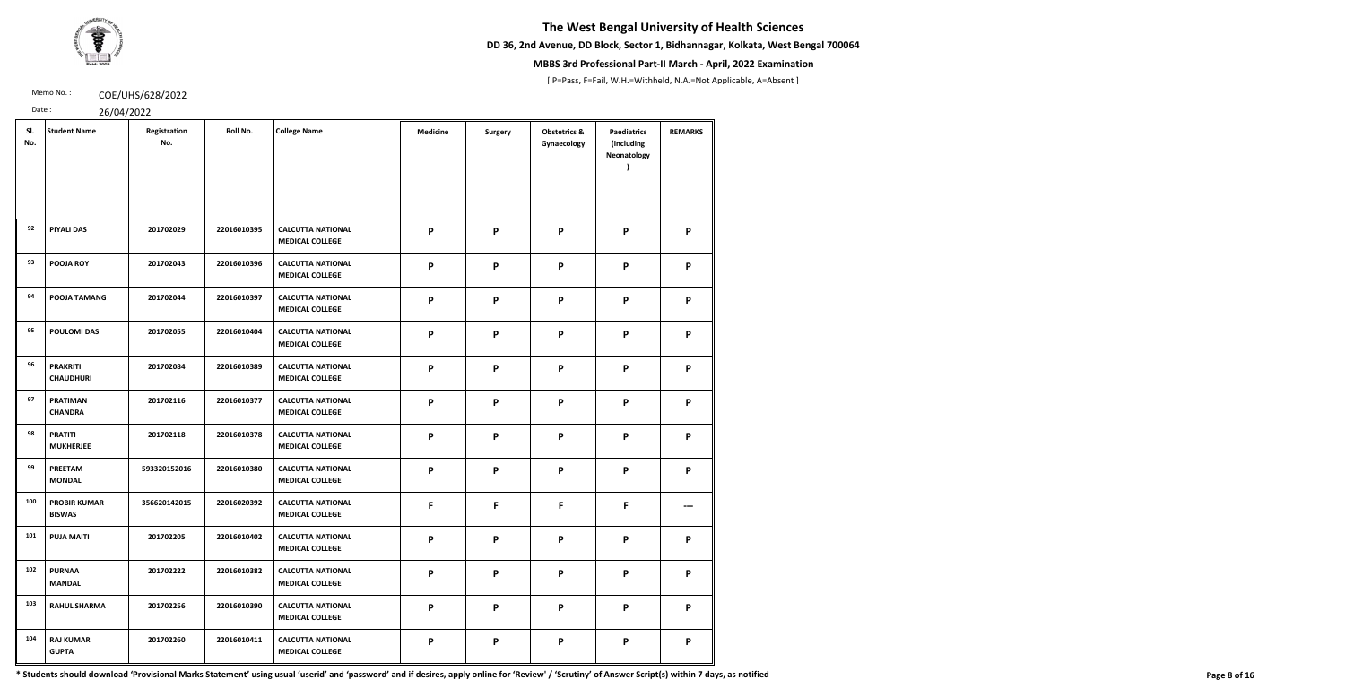# The West Bengal University of Health Sciences

**DD 36, 2nd Avenue, DD Block, Sector 1, Bidhannagar, Kolkata, West Bengal 700064**

**MBBS 3rd Professional Part-II March - April, 2022 Examination**

[ P=Pass, F=Fail, W.H.=Withheld, N.A.=Not Applicable, A=Absent ]

Memo No. : COE/UHS/628/2022

Date : 26/04/2022

| Sl. No. | Student Name | Registration No. | Roll No. | College Name | Medicine | Surgery | Obstetrics & Gynaecology | Paediatrics (including Neonatology ) | REMARKS |
|---|---|---|---|---|---|---|---|---|---|
| 92 | PIYALI DAS | 201702029 | 22016010395 | CALCUTTA NATIONAL MEDICAL COLLEGE | P | P | P | P | P |
| 93 | POOJA ROY | 201702043 | 22016010396 | CALCUTTA NATIONAL MEDICAL COLLEGE | P | P | P | P | P |
| 94 | POOJA TAMANG | 201702044 | 22016010397 | CALCUTTA NATIONAL MEDICAL COLLEGE | P | P | P | P | P |
| 95 | POULOMI DAS | 201702055 | 22016010404 | CALCUTTA NATIONAL MEDICAL COLLEGE | P | P | P | P | P |
| 96 | PRAKRITI CHAUDHURI | 201702084 | 22016010389 | CALCUTTA NATIONAL MEDICAL COLLEGE | P | P | P | P | P |
| 97 | PRATIMAN CHANDRA | 201702116 | 22016010377 | CALCUTTA NATIONAL MEDICAL COLLEGE | P | P | P | P | P |
| 98 | PRATITI MUKHERJEE | 201702118 | 22016010378 | CALCUTTA NATIONAL MEDICAL COLLEGE | P | P | P | P | P |
| 99 | PREETAM MONDAL | 593320152016 | 22016010380 | CALCUTTA NATIONAL MEDICAL COLLEGE | P | P | P | P | P |
| 100 | PROBIR KUMAR BISWAS | 356620142015 | 22016020392 | CALCUTTA NATIONAL MEDICAL COLLEGE | F | F | F | F | --- |
| 101 | PUJA MAITI | 201702205 | 22016010402 | CALCUTTA NATIONAL MEDICAL COLLEGE | P | P | P | P | P |
| 102 | PURNAA MANDAL | 201702222 | 22016010382 | CALCUTTA NATIONAL MEDICAL COLLEGE | P | P | P | P | P |
| 103 | RAHUL SHARMA | 201702256 | 22016010390 | CALCUTTA NATIONAL MEDICAL COLLEGE | P | P | P | P | P |
| 104 | RAJ KUMAR GUPTA | 201702260 | 22016010411 | CALCUTTA NATIONAL MEDICAL COLLEGE | P | P | P | P | P |

**\* Students should download 'Provisional Marks Statement' using usual 'userid' and 'password' and if desires, apply online for 'Review' / 'Scrutiny' of Answer Script(s) within 7 days, as notified**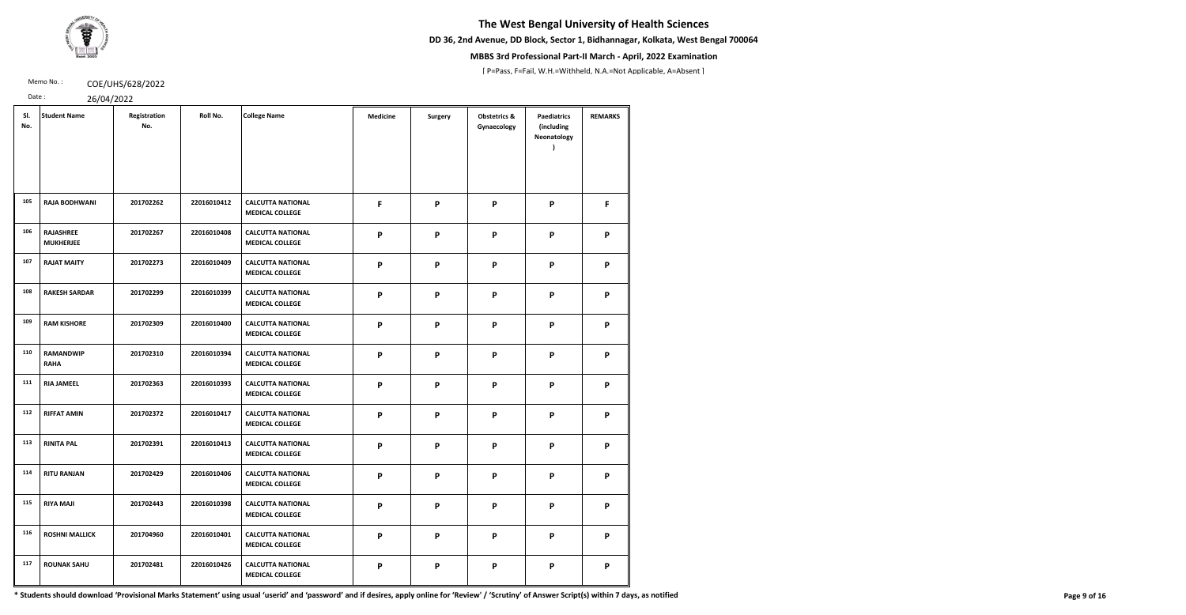# The West Bengal University of Health Sciences

**DD 36, 2nd Avenue, DD Block, Sector 1, Bidhannagar, Kolkata, West Bengal 700064**

**MBBS 3rd Professional Part-II March - April, 2022 Examination**

[ P=Pass, F=Fail, W.H.=Withheld, N.A.=Not Applicable, A=Absent ]

Memo No. : COE/UHS/628/2022

Date : 26/04/2022

| Sl. No. | Student Name | Registration No. | Roll No. | College Name | Medicine | Surgery | Obstetrics & Gynaecology | Paediatrics (including Neonatology ) | REMARKS |
|---|---|---|---|---|---|---|---|---|---|
| 105 | RAJA BODHWANI | 201702262 | 22016010412 | CALCUTTA NATIONAL MEDICAL COLLEGE | F | P | P | P | F |
| 106 | RAJASHREE MUKHERJEE | 201702267 | 22016010408 | CALCUTTA NATIONAL MEDICAL COLLEGE | P | P | P | P | P |
| 107 | RAJAT MAITY | 201702273 | 22016010409 | CALCUTTA NATIONAL MEDICAL COLLEGE | P | P | P | P | P |
| 108 | RAKESH SARDAR | 201702299 | 22016010399 | CALCUTTA NATIONAL MEDICAL COLLEGE | P | P | P | P | P |
| 109 | RAM KISHORE | 201702309 | 22016010400 | CALCUTTA NATIONAL MEDICAL COLLEGE | P | P | P | P | P |
| 110 | RAMANDWIP RAHA | 201702310 | 22016010394 | CALCUTTA NATIONAL MEDICAL COLLEGE | P | P | P | P | P |
| 111 | RIA JAMEEL | 201702363 | 22016010393 | CALCUTTA NATIONAL MEDICAL COLLEGE | P | P | P | P | P |
| 112 | RIFFAT AMIN | 201702372 | 22016010417 | CALCUTTA NATIONAL MEDICAL COLLEGE | P | P | P | P | P |
| 113 | RINITA PAL | 201702391 | 22016010413 | CALCUTTA NATIONAL MEDICAL COLLEGE | P | P | P | P | P |
| 114 | RITU RANJAN | 201702429 | 22016010406 | CALCUTTA NATIONAL MEDICAL COLLEGE | P | P | P | P | P |
| 115 | RIYA MAJI | 201702443 | 22016010398 | CALCUTTA NATIONAL MEDICAL COLLEGE | P | P | P | P | P |
| 116 | ROSHNI MALLICK | 201704960 | 22016010401 | CALCUTTA NATIONAL MEDICAL COLLEGE | P | P | P | P | P |
| 117 | ROUNAK SAHU | 201702481 | 22016010426 | CALCUTTA NATIONAL MEDICAL COLLEGE | P | P | P | P | P |

\* Students should download 'Provisional Marks Statement' using usual 'userid' and 'password' and if desires, apply online for 'Review' / 'Scrutiny' of Answer Script(s) within 7 days, as notified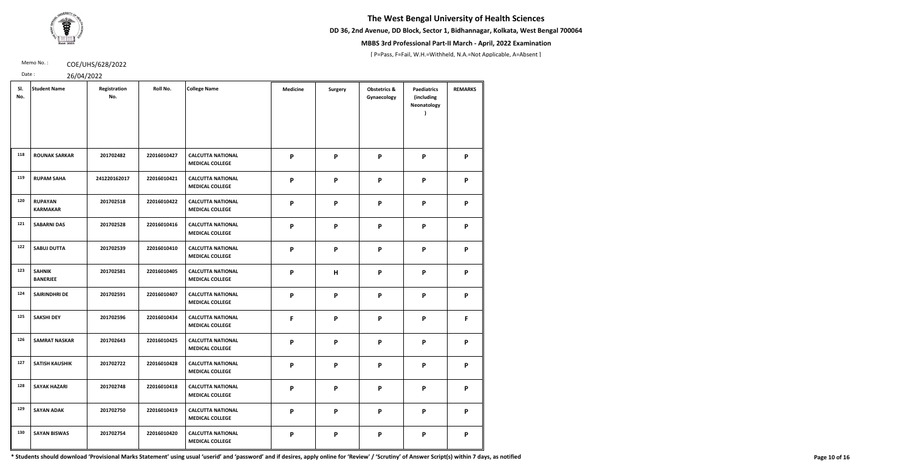# The West Bengal University of Health Sciences

**DD 36, 2nd Avenue, DD Block, Sector 1, Bidhannagar, Kolkata, West Bengal 700064**

**MBBS 3rd Professional Part-II March - April, 2022 Examination**

[ P=Pass, F=Fail, W.H.=Withheld, N.A.=Not Applicable, A=Absent ]

Memo No. : COE/UHS/628/2022

Date : 26/04/2022

| Sl. No. | Student Name | Registration No. | Roll No. | College Name | Medicine | Surgery | Obstetrics & Gynaecology | Paediatrics (including Neonatology ) | REMARKS |
|---|---|---|---|---|---|---|---|---|---|
| 118 | ROUNAK SARKAR | 201702482 | 22016010427 | CALCUTTA NATIONAL MEDICAL COLLEGE | P | P | P | P | P |
| 119 | RUPAM SAHA | 241220162017 | 22016010421 | CALCUTTA NATIONAL MEDICAL COLLEGE | P | P | P | P | P |
| 120 | RUPAYAN KARMAKAR | 201702518 | 22016010422 | CALCUTTA NATIONAL MEDICAL COLLEGE | P | P | P | P | P |
| 121 | SABARNI DAS | 201702528 | 22016010416 | CALCUTTA NATIONAL MEDICAL COLLEGE | P | P | P | P | P |
| 122 | SABUJ DUTTA | 201702539 | 22016010410 | CALCUTTA NATIONAL MEDICAL COLLEGE | P | P | P | P | P |
| 123 | SAHNIK BANERJEE | 201702581 | 22016010405 | CALCUTTA NATIONAL MEDICAL COLLEGE | P | H | P | P | P |
| 124 | SAIRINDHRI DE | 201702591 | 22016010407 | CALCUTTA NATIONAL MEDICAL COLLEGE | P | P | P | P | P |
| 125 | SAKSHI DEY | 201702596 | 22016010434 | CALCUTTA NATIONAL MEDICAL COLLEGE | F | P | P | P | F |
| 126 | SAMRAT NASKAR | 201702643 | 22016010425 | CALCUTTA NATIONAL MEDICAL COLLEGE | P | P | P | P | P |
| 127 | SATISH KAUSHIK | 201702722 | 22016010428 | CALCUTTA NATIONAL MEDICAL COLLEGE | P | P | P | P | P |
| 128 | SAYAK HAZARI | 201702748 | 22016010418 | CALCUTTA NATIONAL MEDICAL COLLEGE | P | P | P | P | P |
| 129 | SAYAN ADAK | 201702750 | 22016010419 | CALCUTTA NATIONAL MEDICAL COLLEGE | P | P | P | P | P |
| 130 | SAYAN BISWAS | 201702754 | 22016010420 | CALCUTTA NATIONAL MEDICAL COLLEGE | P | P | P | P | P |

**\* Students should download 'Provisional Marks Statement' using usual 'userid' and 'password' and if desires, apply online for 'Review' / 'Scrutiny' of Answer Script(s) within 7 days, as notified**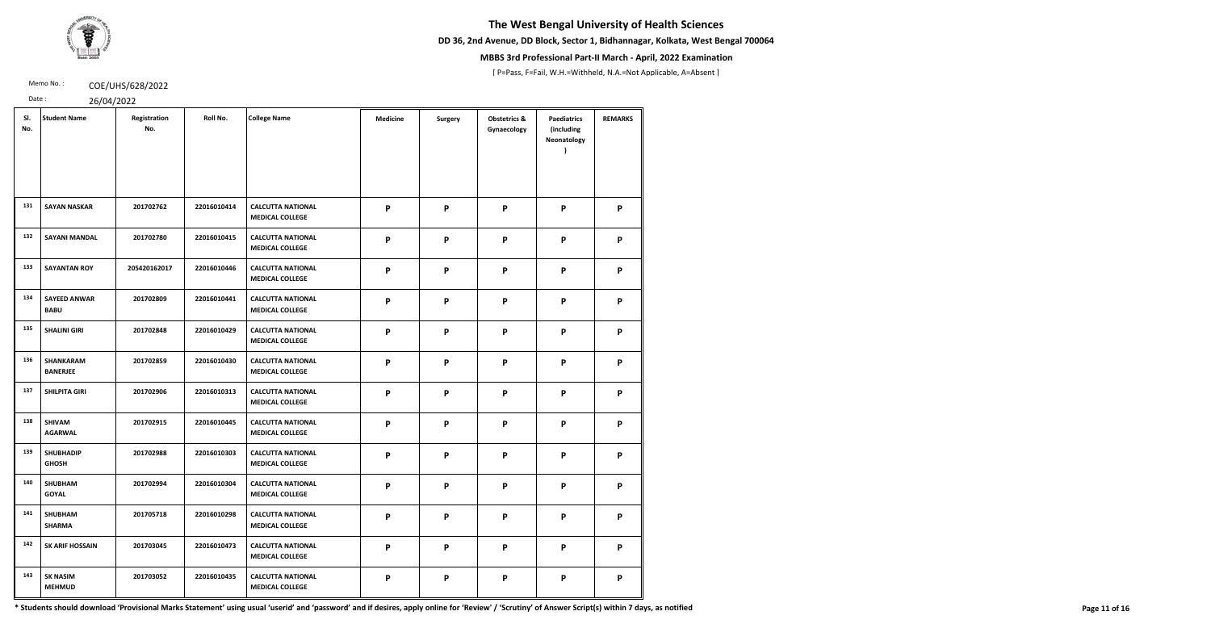# The West Bengal University of Health Sciences

**DD 36, 2nd Avenue, DD Block, Sector 1, Bidhannagar, Kolkata, West Bengal 700064**

**MBBS 3rd Professional Part-II March - April, 2022 Examination**

[ P=Pass, F=Fail, W.H.=Withheld, N.A.=Not Applicable, A=Absent ]

Memo No. : COE/UHS/628/2022

Date : 26/04/2022

| Sl. No. | Student Name | Registration No. | Roll No. | College Name | Medicine | Surgery | Obstetrics & Gynaecology | Paediatrics (including Neonatology ) | REMARKS |
|---|---|---|---|---|---|---|---|---|---|
| 131 | SAYAN NASKAR | 201702762 | 22016010414 | CALCUTTA NATIONAL MEDICAL COLLEGE | P | P | P | P | P |
| 132 | SAYANI MANDAL | 201702780 | 22016010415 | CALCUTTA NATIONAL MEDICAL COLLEGE | P | P | P | P | P |
| 133 | SAYANTAN ROY | 205420162017 | 22016010446 | CALCUTTA NATIONAL MEDICAL COLLEGE | P | P | P | P | P |
| 134 | SAYEED ANWAR BABU | 201702809 | 22016010441 | CALCUTTA NATIONAL MEDICAL COLLEGE | P | P | P | P | P |
| 135 | SHALINI GIRI | 201702848 | 22016010429 | CALCUTTA NATIONAL MEDICAL COLLEGE | P | P | P | P | P |
| 136 | SHANKARAM BANERJEE | 201702859 | 22016010430 | CALCUTTA NATIONAL MEDICAL COLLEGE | P | P | P | P | P |
| 137 | SHILPITA GIRI | 201702906 | 22016010313 | CALCUTTA NATIONAL MEDICAL COLLEGE | P | P | P | P | P |
| 138 | SHIVAM AGARWAL | 201702915 | 22016010445 | CALCUTTA NATIONAL MEDICAL COLLEGE | P | P | P | P | P |
| 139 | SHUBHADIP GHOSH | 201702988 | 22016010303 | CALCUTTA NATIONAL MEDICAL COLLEGE | P | P | P | P | P |
| 140 | SHUBHAM GOYAL | 201702994 | 22016010304 | CALCUTTA NATIONAL MEDICAL COLLEGE | P | P | P | P | P |
| 141 | SHUBHAM SHARMA | 201705718 | 22016010298 | CALCUTTA NATIONAL MEDICAL COLLEGE | P | P | P | P | P |
| 142 | SK ARIF HOSSAIN | 201703045 | 22016010473 | CALCUTTA NATIONAL MEDICAL COLLEGE | P | P | P | P | P |
| 143 | SK NASIM MEHMUD | 201703052 | 22016010435 | CALCUTTA NATIONAL MEDICAL COLLEGE | P | P | P | P | P |

**\* Students should download 'Provisional Marks Statement' using usual 'userid' and 'password' and if desires, apply online for 'Review' / 'Scrutiny' of Answer Script(s) within 7 days, as notified**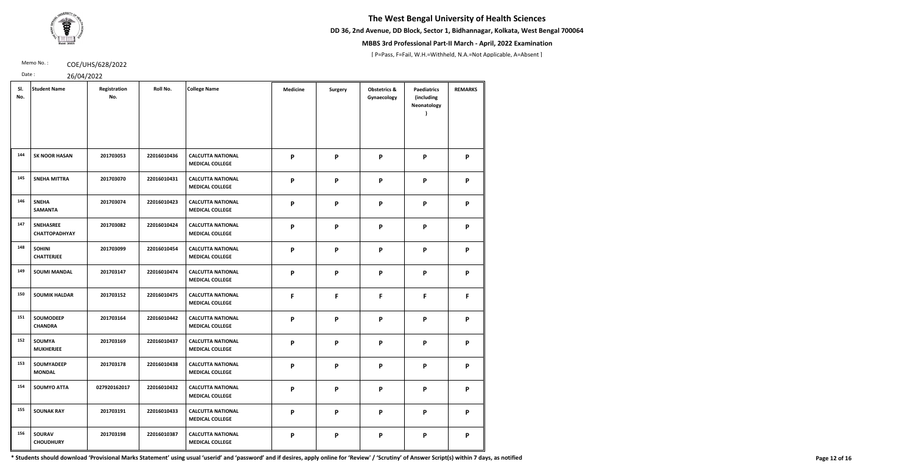# The West Bengal University of Health Sciences

**DD 36, 2nd Avenue, DD Block, Sector 1, Bidhannagar, Kolkata, West Bengal 700064**

**MBBS 3rd Professional Part-II March - April, 2022 Examination**

[ P=Pass, F=Fail, W.H.=Withheld, N.A.=Not Applicable, A=Absent ]

Memo No. : COE/UHS/628/2022

Date : 26/04/2022

| Sl. No. | Student Name | Registration No. | Roll No. | College Name | Medicine | Surgery | Obstetrics & Gynaecology | Paediatrics (including Neonatology ) | REMARKS |
|---|---|---|---|---|---|---|---|---|---|
| 144 | SK NOOR HASAN | 201703053 | 22016010436 | CALCUTTA NATIONAL MEDICAL COLLEGE | P | P | P | P | P |
| 145 | SNEHA MITTRA | 201703070 | 22016010431 | CALCUTTA NATIONAL MEDICAL COLLEGE | P | P | P | P | P |
| 146 | SNEHA SAMANTA | 201703074 | 22016010423 | CALCUTTA NATIONAL MEDICAL COLLEGE | P | P | P | P | P |
| 147 | SNEHASREE CHATTOPADHYAY | 201703082 | 22016010424 | CALCUTTA NATIONAL MEDICAL COLLEGE | P | P | P | P | P |
| 148 | SOHINI CHATTERJEE | 201703099 | 22016010454 | CALCUTTA NATIONAL MEDICAL COLLEGE | P | P | P | P | P |
| 149 | SOUMI MANDAL | 201703147 | 22016010474 | CALCUTTA NATIONAL MEDICAL COLLEGE | P | P | P | P | P |
| 150 | SOUMIK HALDAR | 201703152 | 22016010475 | CALCUTTA NATIONAL MEDICAL COLLEGE | F | F | F | F | F |
| 151 | SOUMODEEP CHANDRA | 201703164 | 22016010442 | CALCUTTA NATIONAL MEDICAL COLLEGE | P | P | P | P | P |
| 152 | SOUMYA MUKHERJEE | 201703169 | 22016010437 | CALCUTTA NATIONAL MEDICAL COLLEGE | P | P | P | P | P |
| 153 | SOUMYADEEP MONDAL | 201703178 | 22016010438 | CALCUTTA NATIONAL MEDICAL COLLEGE | P | P | P | P | P |
| 154 | SOUMYO ATTA | 027920162017 | 22016010432 | CALCUTTA NATIONAL MEDICAL COLLEGE | P | P | P | P | P |
| 155 | SOUNAK RAY | 201703191 | 22016010433 | CALCUTTA NATIONAL MEDICAL COLLEGE | P | P | P | P | P |
| 156 | SOURAV CHOUDHURY | 201703198 | 22016010387 | CALCUTTA NATIONAL MEDICAL COLLEGE | P | P | P | P | P |

**\* Students should download 'Provisional Marks Statement' using usual 'userid' and 'password' and if desires, apply online for 'Review' / 'Scrutiny' of Answer Script(s) within 7 days, as notified**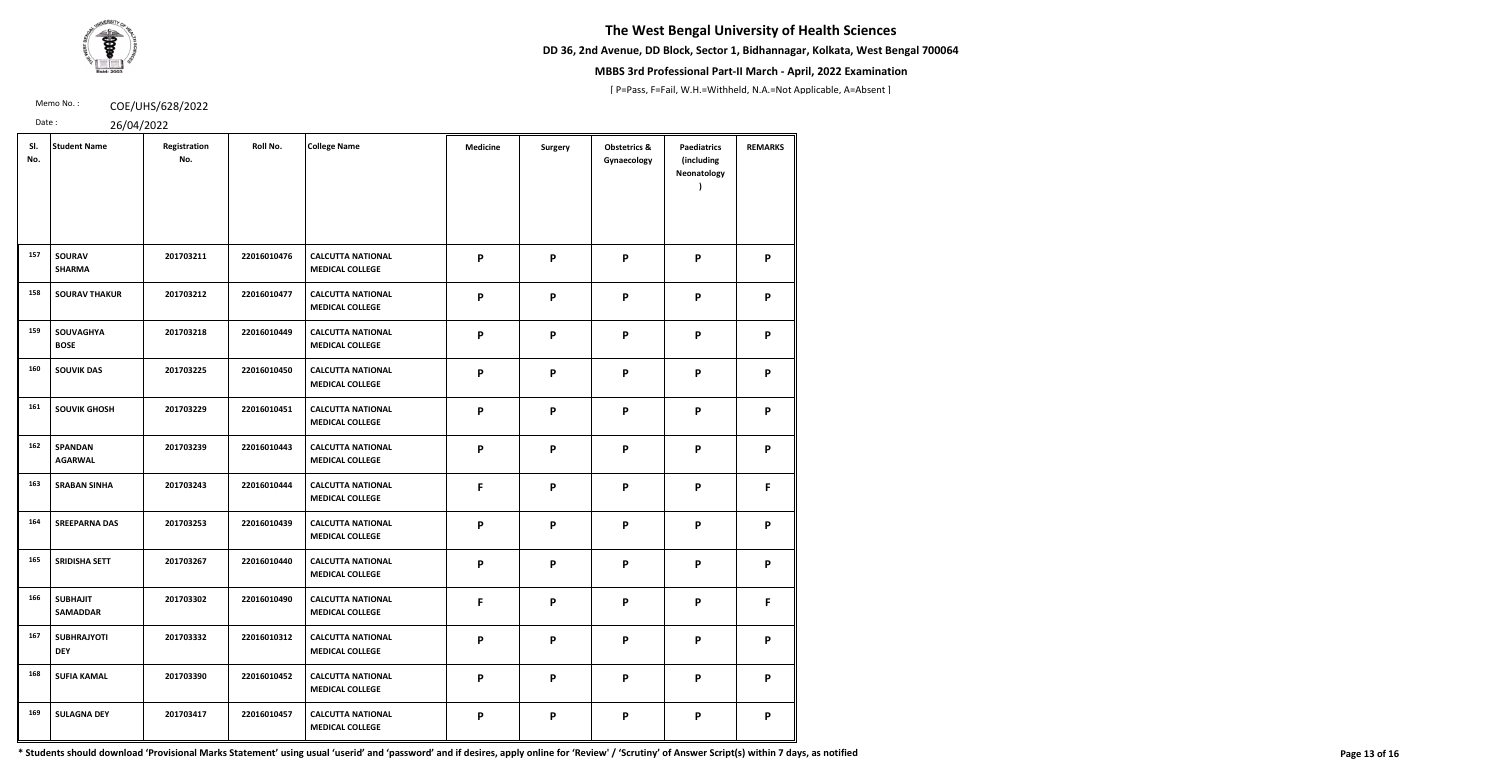# The West Bengal University of Health Sciences

**DD 36, 2nd Avenue, DD Block, Sector 1, Bidhannagar, Kolkata, West Bengal 700064**

**MBBS 3rd Professional Part-II March - April, 2022 Examination**

[ P=Pass, F=Fail, W.H.=Withheld, N.A.=Not Applicable, A=Absent ]

Memo No. : COE/UHS/628/2022

Date : 26/04/2022

| Sl. No. | Student Name | Registration No. | Roll No. | College Name | Medicine | Surgery | Obstetrics & Gynaecology | Paediatrics (including Neonatology ) | REMARKS |
|---|---|---|---|---|---|---|---|---|---|
| 157 | SOURAV SHARMA | 201703211 | 22016010476 | CALCUTTA NATIONAL MEDICAL COLLEGE | P | P | P | P | P |
| 158 | SOURAV THAKUR | 201703212 | 22016010477 | CALCUTTA NATIONAL MEDICAL COLLEGE | P | P | P | P | P |
| 159 | SOUVAGHYA BOSE | 201703218 | 22016010449 | CALCUTTA NATIONAL MEDICAL COLLEGE | P | P | P | P | P |
| 160 | SOUVIK DAS | 201703225 | 22016010450 | CALCUTTA NATIONAL MEDICAL COLLEGE | P | P | P | P | P |
| 161 | SOUVIK GHOSH | 201703229 | 22016010451 | CALCUTTA NATIONAL MEDICAL COLLEGE | P | P | P | P | P |
| 162 | SPANDAN AGARWAL | 201703239 | 22016010443 | CALCUTTA NATIONAL MEDICAL COLLEGE | P | P | P | P | P |
| 163 | SRABAN SINHA | 201703243 | 22016010444 | CALCUTTA NATIONAL MEDICAL COLLEGE | F | P | P | P | F |
| 164 | SREEPARNA DAS | 201703253 | 22016010439 | CALCUTTA NATIONAL MEDICAL COLLEGE | P | P | P | P | P |
| 165 | SRIDISHA SETT | 201703267 | 22016010440 | CALCUTTA NATIONAL MEDICAL COLLEGE | P | P | P | P | P |
| 166 | SUBHAJIT SAMADDAR | 201703302 | 22016010490 | CALCUTTA NATIONAL MEDICAL COLLEGE | F | P | P | P | F |
| 167 | SUBHRAJYOTI DEY | 201703332 | 22016010312 | CALCUTTA NATIONAL MEDICAL COLLEGE | P | P | P | P | P |
| 168 | SUFIA KAMAL | 201703390 | 22016010452 | CALCUTTA NATIONAL MEDICAL COLLEGE | P | P | P | P | P |
| 169 | SULAGNA DEY | 201703417 | 22016010457 | CALCUTTA NATIONAL MEDICAL COLLEGE | P | P | P | P | P |

**\* Students should download 'Provisional Marks Statement' using usual 'userid' and 'password' and if desires, apply online for 'Review' / 'Scrutiny' of Answer Script(s) within 7 days, as notified**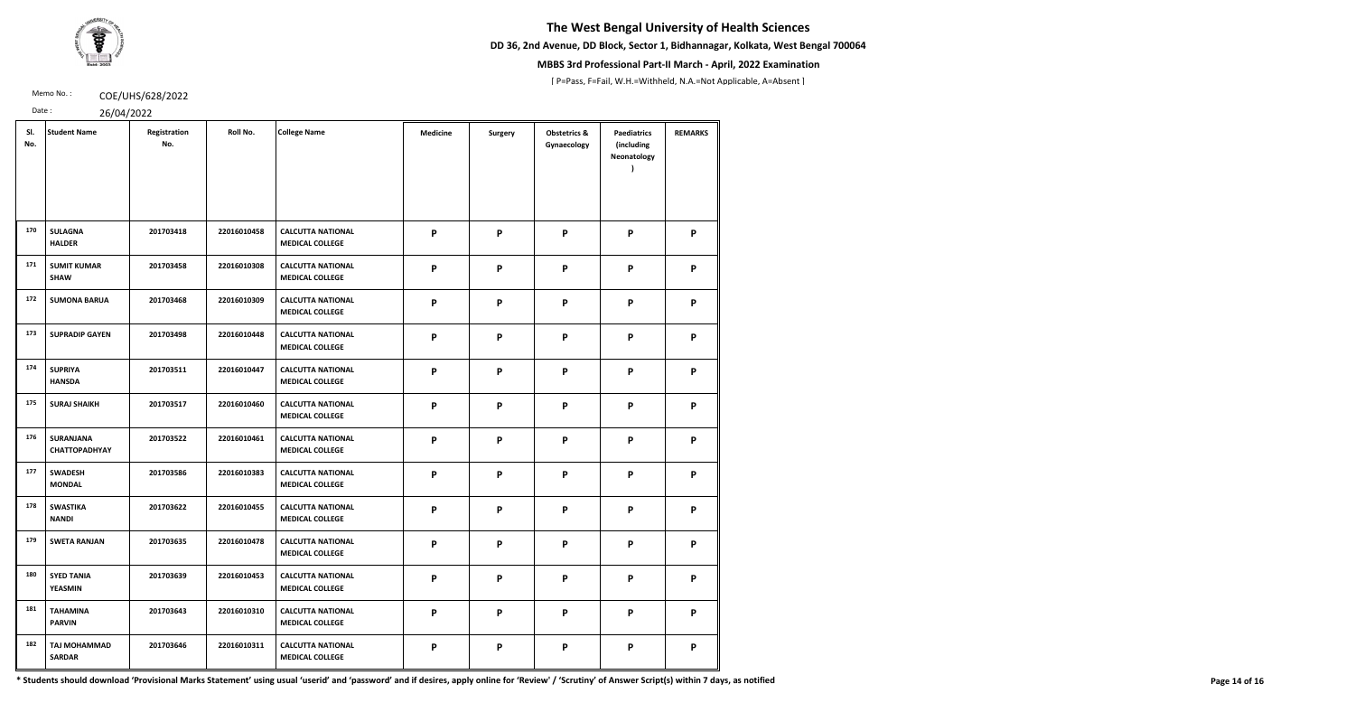# The West Bengal University of Health Sciences

**DD 36, 2nd Avenue, DD Block, Sector 1, Bidhannagar, Kolkata, West Bengal 700064**

**MBBS 3rd Professional Part-II March - April, 2022 Examination**

[ P=Pass, F=Fail, W.H.=Withheld, N.A.=Not Applicable, A=Absent ]

Memo No. : COE/UHS/628/2022

Date : 26/04/2022

| Sl. No. | Student Name | Registration No. | Roll No. | College Name | Medicine | Surgery | Obstetrics & Gynaecology | Paediatrics (including Neonatology ) | REMARKS |
|---|---|---|---|---|---|---|---|---|---|
| 170 | SULAGNA HALDER | 201703418 | 22016010458 | CALCUTTA NATIONAL MEDICAL COLLEGE | P | P | P | P | P |
| 171 | SUMIT KUMAR SHAW | 201703458 | 22016010308 | CALCUTTA NATIONAL MEDICAL COLLEGE | P | P | P | P | P |
| 172 | SUMONA BARUA | 201703468 | 22016010309 | CALCUTTA NATIONAL MEDICAL COLLEGE | P | P | P | P | P |
| 173 | SUPRADIP GAYEN | 201703498 | 22016010448 | CALCUTTA NATIONAL MEDICAL COLLEGE | P | P | P | P | P |
| 174 | SUPRIYA HANSDA | 201703511 | 22016010447 | CALCUTTA NATIONAL MEDICAL COLLEGE | P | P | P | P | P |
| 175 | SURAJ SHAIKH | 201703517 | 22016010460 | CALCUTTA NATIONAL MEDICAL COLLEGE | P | P | P | P | P |
| 176 | SURANJANA CHATTOPADHYAY | 201703522 | 22016010461 | CALCUTTA NATIONAL MEDICAL COLLEGE | P | P | P | P | P |
| 177 | SWADESH MONDAL | 201703586 | 22016010383 | CALCUTTA NATIONAL MEDICAL COLLEGE | P | P | P | P | P |
| 178 | SWASTIKA NANDI | 201703622 | 22016010455 | CALCUTTA NATIONAL MEDICAL COLLEGE | P | P | P | P | P |
| 179 | SWETA RANJAN | 201703635 | 22016010478 | CALCUTTA NATIONAL MEDICAL COLLEGE | P | P | P | P | P |
| 180 | SYED TANIA YEASMIN | 201703639 | 22016010453 | CALCUTTA NATIONAL MEDICAL COLLEGE | P | P | P | P | P |
| 181 | TAHAMINA PARVIN | 201703643 | 22016010310 | CALCUTTA NATIONAL MEDICAL COLLEGE | P | P | P | P | P |
| 182 | TAJ MOHAMMAD SARDAR | 201703646 | 22016010311 | CALCUTTA NATIONAL MEDICAL COLLEGE | P | P | P | P | P |

**\* Students should download 'Provisional Marks Statement' using usual 'userid' and 'password' and if desires, apply online for 'Review' / 'Scrutiny' of Answer Script(s) within 7 days, as notified**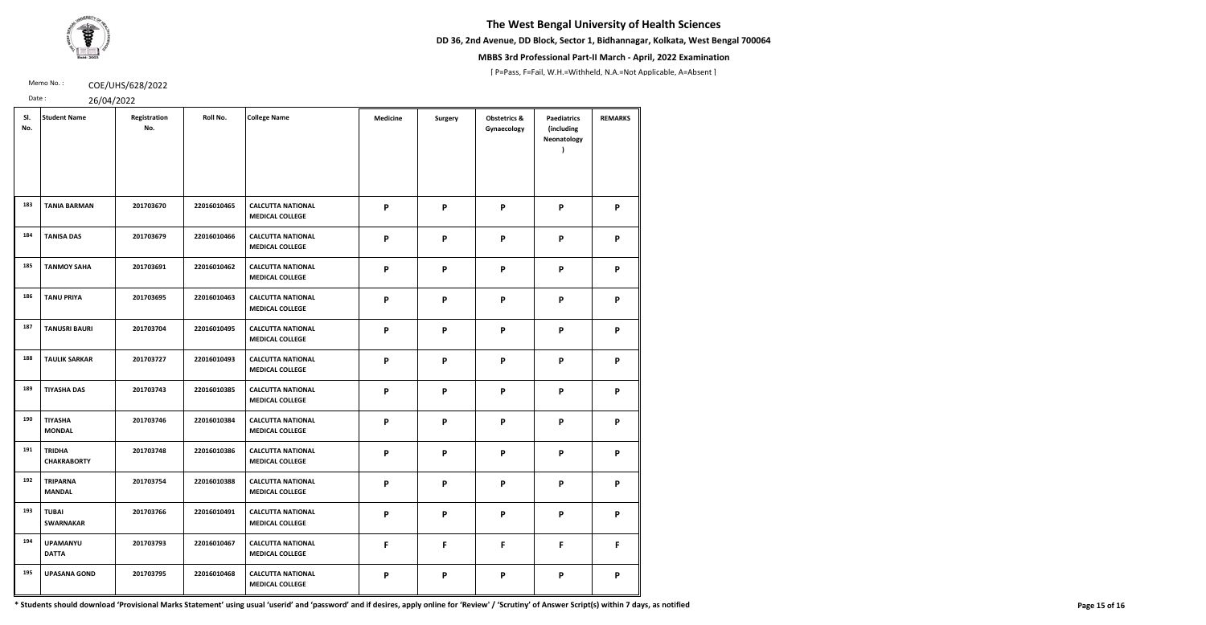# The West Bengal University of Health Sciences

**DD 36, 2nd Avenue, DD Block, Sector 1, Bidhannagar, Kolkata, West Bengal 700064**

**MBBS 3rd Professional Part-II March - April, 2022 Examination**

[ P=Pass, F=Fail, W.H.=Withheld, N.A.=Not Applicable, A=Absent ]

Memo No. : COE/UHS/628/2022

Date : 26/04/2022

| Sl. No. | Student Name | Registration No. | Roll No. | College Name | Medicine | Surgery | Obstetrics & Gynaecology | Paediatrics (including Neonatology ) | REMARKS |
|---|---|---|---|---|---|---|---|---|---|
| 183 | TANIA BARMAN | 201703670 | 22016010465 | CALCUTTA NATIONAL MEDICAL COLLEGE | P | P | P | P | P |
| 184 | TANISA DAS | 201703679 | 22016010466 | CALCUTTA NATIONAL MEDICAL COLLEGE | P | P | P | P | P |
| 185 | TANMOY SAHA | 201703691 | 22016010462 | CALCUTTA NATIONAL MEDICAL COLLEGE | P | P | P | P | P |
| 186 | TANU PRIYA | 201703695 | 22016010463 | CALCUTTA NATIONAL MEDICAL COLLEGE | P | P | P | P | P |
| 187 | TANUSRI BAURI | 201703704 | 22016010495 | CALCUTTA NATIONAL MEDICAL COLLEGE | P | P | P | P | P |
| 188 | TAULIK SARKAR | 201703727 | 22016010493 | CALCUTTA NATIONAL MEDICAL COLLEGE | P | P | P | P | P |
| 189 | TIYASHA DAS | 201703743 | 22016010385 | CALCUTTA NATIONAL MEDICAL COLLEGE | P | P | P | P | P |
| 190 | TIYASHA MONDAL | 201703746 | 22016010384 | CALCUTTA NATIONAL MEDICAL COLLEGE | P | P | P | P | P |
| 191 | TRIDHA CHAKRABORTY | 201703748 | 22016010386 | CALCUTTA NATIONAL MEDICAL COLLEGE | P | P | P | P | P |
| 192 | TRIPARNA MANDAL | 201703754 | 22016010388 | CALCUTTA NATIONAL MEDICAL COLLEGE | P | P | P | P | P |
| 193 | TUBAI SWARNAKAR | 201703766 | 22016010491 | CALCUTTA NATIONAL MEDICAL COLLEGE | P | P | P | P | P |
| 194 | UPAMANYU DATTA | 201703793 | 22016010467 | CALCUTTA NATIONAL MEDICAL COLLEGE | F | F | F | F | F |
| 195 | UPASANA GOND | 201703795 | 22016010468 | CALCUTTA NATIONAL MEDICAL COLLEGE | P | P | P | P | P |

**\* Students should download 'Provisional Marks Statement' using usual 'userid' and 'password' and if desires, apply online for 'Review' / 'Scrutiny' of Answer Script(s) within 7 days, as notified**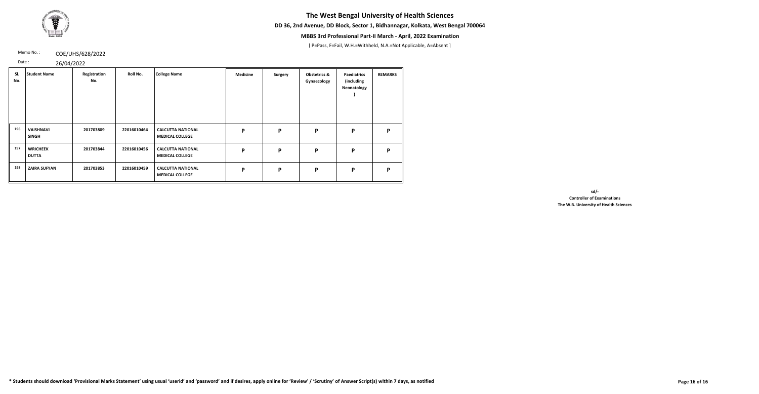# The West Bengal University of Health Sciences

**DD 36, 2nd Avenue, DD Block, Sector 1, Bidhannagar, Kolkata, West Bengal 700064**

**MBBS 3rd Professional Part-II March - April, 2022 Examination**

[ P=Pass, F=Fail, W.H.=Withheld, N.A.=Not Applicable, A=Absent ]

Memo No. : COE/UHS/628/2022

Date : 26/04/2022

| Sl. No. | Student Name | Registration No. | Roll No. | College Name | Medicine | Surgery | Obstetrics & Gynaecology | Paediatrics (including Neonatology ) | REMARKS |
|---|---|---|---|---|---|---|---|---|---|
| 196 | VAISHNAVI SINGH | 201703809 | 22016010464 | CALCUTTA NATIONAL MEDICAL COLLEGE | P | P | P | P | P |
| 197 | WRICHEEK DUTTA | 201703844 | 22016010456 | CALCUTTA NATIONAL MEDICAL COLLEGE | P | P | P | P | P |
| 198 | ZAIRA SUFYAN | 201703853 | 22016010459 | CALCUTTA NATIONAL MEDICAL COLLEGE | P | P | P | P | P |

sd/-

**Controller of Examinations**

**The W.B. University of Health Sciences**

**\* Students should download 'Provisional Marks Statement' using usual 'userid' and 'password' and if desires, apply online for 'Review' / 'Scrutiny' of Answer Script(s) within 7 days, as notified**